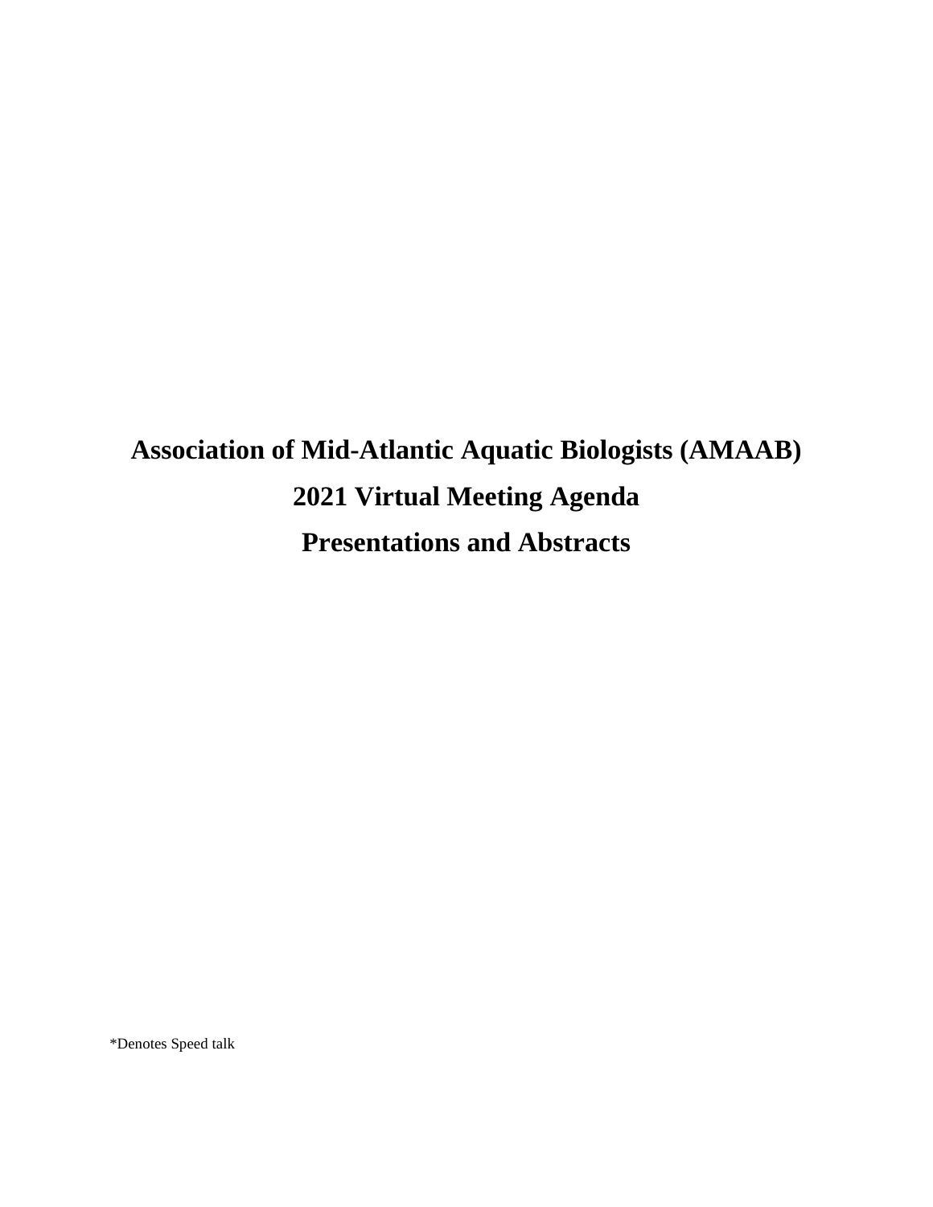# Association of Mid-Atlantic Aquatic Biologists (AMAAB)

# 2021 Virtual Meeting Agenda

# Presentations and Abstracts

*Denotes Speed talk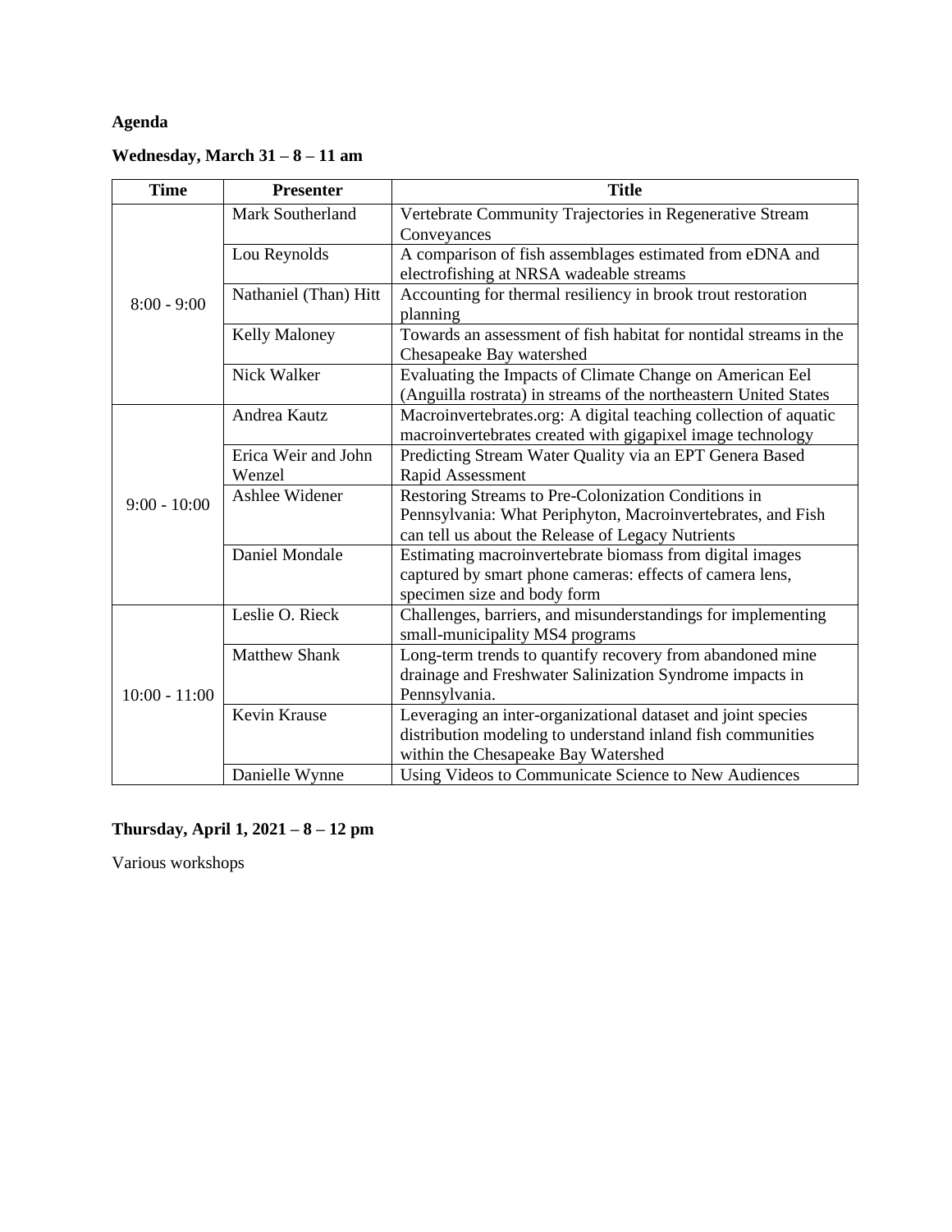**Agenda**

**Wednesday, March 31 – 8 – 11 am**

| Time | Presenter | Title |
|---|---|---|
| 8:00 - 9:00 | Mark Southerland | Vertebrate Community Trajectories in Regenerative Stream Conveyances |
| | Lou Reynolds | A comparison of fish assemblages estimated from eDNA and electrofishing at NRSA wadeable streams |
| | Nathaniel (Than) Hitt | Accounting for thermal resiliency in brook trout restoration planning |
| | Kelly Maloney | Towards an assessment of fish habitat for nontidal streams in the Chesapeake Bay watershed |
| | Nick Walker | Evaluating the Impacts of Climate Change on American Eel (Anguilla rostrata) in streams of the northeastern United States |
| 9:00 - 10:00 | Andrea Kautz | Macroinvertebrates.org: A digital teaching collection of aquatic macroinvertebrates created with gigapixel image technology |
| | Erica Weir and John Wenzel | Predicting Stream Water Quality via an EPT Genera Based Rapid Assessment |
| | Ashlee Widener | Restoring Streams to Pre-Colonization Conditions in Pennsylvania: What Periphyton, Macroinvertebrates, and Fish can tell us about the Release of Legacy Nutrients |
| | Daniel Mondale | Estimating macroinvertebrate biomass from digital images captured by smart phone cameras: effects of camera lens, specimen size and body form |
| 10:00 - 11:00 | Leslie O. Rieck | Challenges, barriers, and misunderstandings for implementing small-municipality MS4 programs |
| | Matthew Shank | Long-term trends to quantify recovery from abandoned mine drainage and Freshwater Salinization Syndrome impacts in Pennsylvania. |
| | Kevin Krause | Leveraging an inter-organizational dataset and joint species distribution modeling to understand inland fish communities within the Chesapeake Bay Watershed |
| | Danielle Wynne | Using Videos to Communicate Science to New Audiences |

**Thursday, April 1, 2021 – 8 – 12 pm**

Various workshops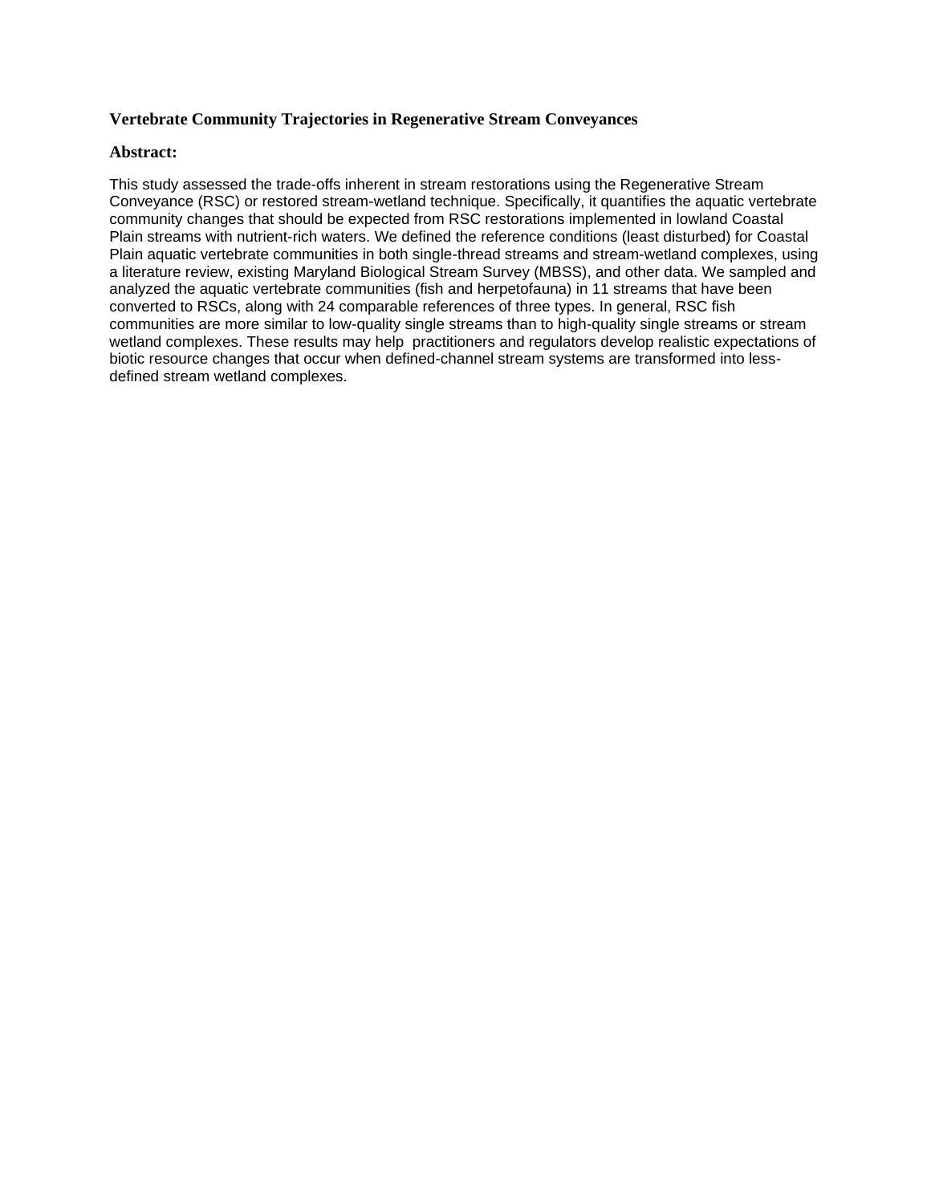### Vertebrate Community Trajectories in Regenerative Stream Conveyances

### Abstract:

This study assessed the trade-offs inherent in stream restorations using the Regenerative Stream Conveyance (RSC) or restored stream-wetland technique. Specifically, it quantifies the aquatic vertebrate community changes that should be expected from RSC restorations implemented in lowland Coastal Plain streams with nutrient-rich waters. We defined the reference conditions (least disturbed) for Coastal Plain aquatic vertebrate communities in both single-thread streams and stream-wetland complexes, using a literature review, existing Maryland Biological Stream Survey (MBSS), and other data. We sampled and analyzed the aquatic vertebrate communities (fish and herpetofauna) in 11 streams that have been converted to RSCs, along with 24 comparable references of three types. In general, RSC fish communities are more similar to low-quality single streams than to high-quality single streams or stream wetland complexes. These results may help practitioners and regulators develop realistic expectations of biotic resource changes that occur when defined-channel stream systems are transformed into less-defined stream wetland complexes.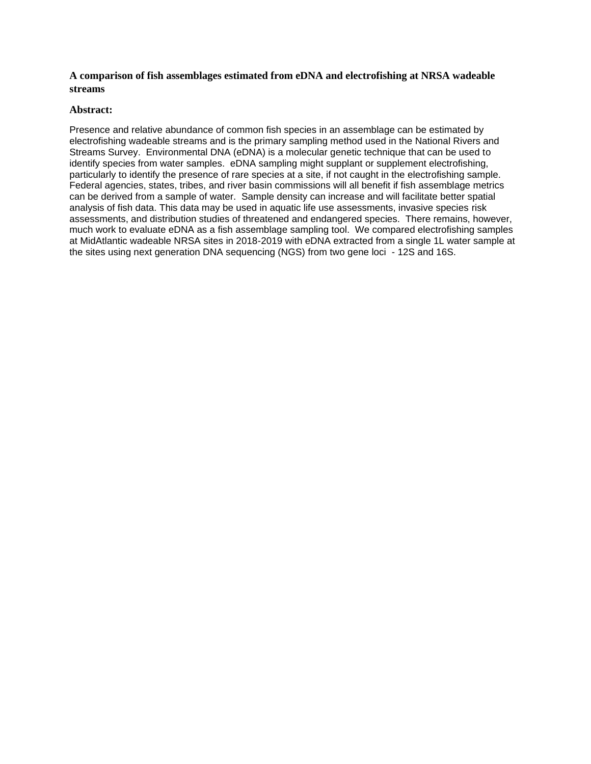**A comparison of fish assemblages estimated from eDNA and electrofishing at NRSA wadeable streams**

**Abstract:**

Presence and relative abundance of common fish species in an assemblage can be estimated by electrofishing wadeable streams and is the primary sampling method used in the National Rivers and Streams Survey. Environmental DNA (eDNA) is a molecular genetic technique that can be used to identify species from water samples. eDNA sampling might supplant or supplement electrofishing, particularly to identify the presence of rare species at a site, if not caught in the electrofishing sample. Federal agencies, states, tribes, and river basin commissions will all benefit if fish assemblage metrics can be derived from a sample of water. Sample density can increase and will facilitate better spatial analysis of fish data. This data may be used in aquatic life use assessments, invasive species risk assessments, and distribution studies of threatened and endangered species. There remains, however, much work to evaluate eDNA as a fish assemblage sampling tool. We compared electrofishing samples at MidAtlantic wadeable NRSA sites in 2018-2019 with eDNA extracted from a single 1L water sample at the sites using next generation DNA sequencing (NGS) from two gene loci - 12S and 16S.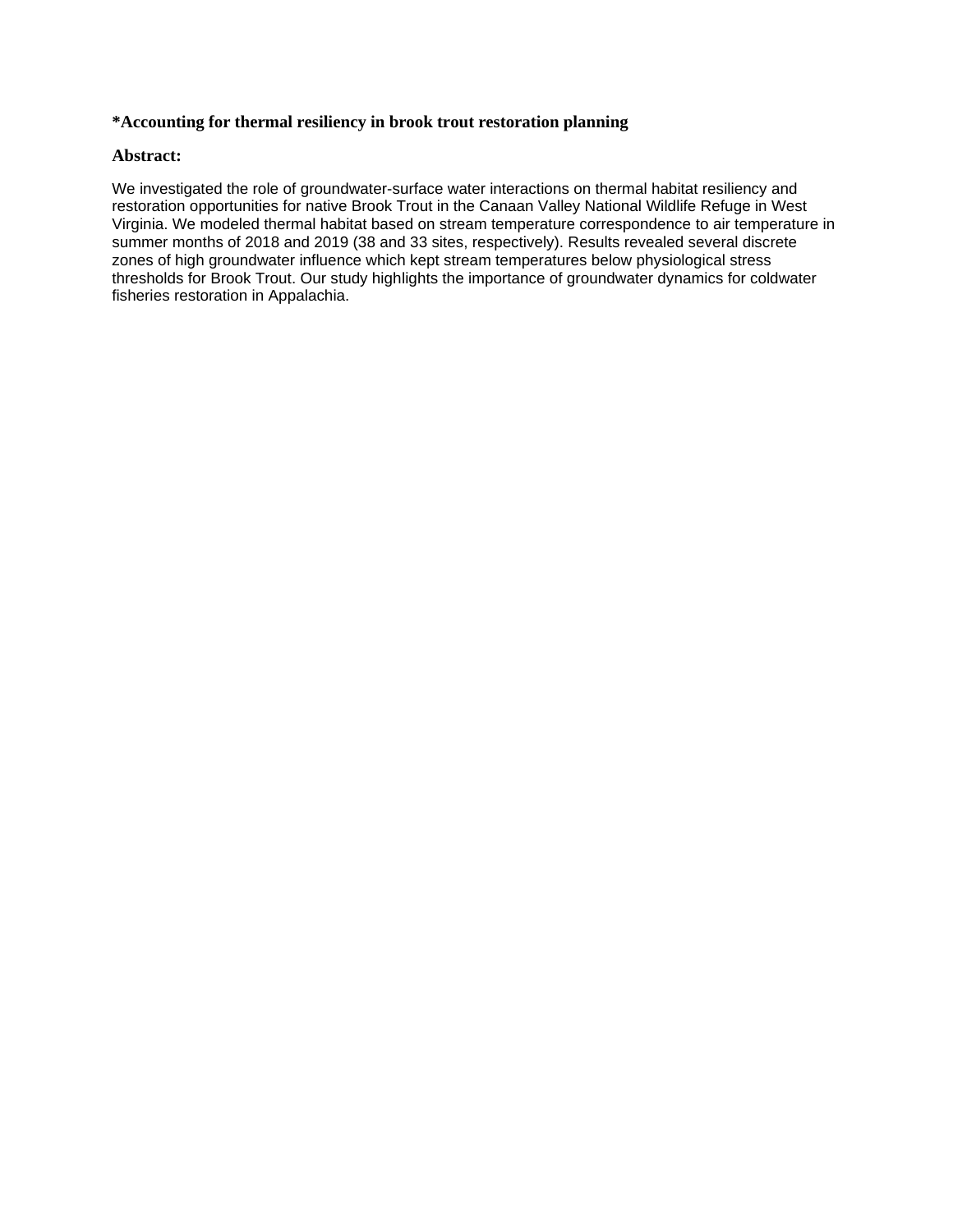**\*Accounting for thermal resiliency in brook trout restoration planning**

**Abstract:**

We investigated the role of groundwater-surface water interactions on thermal habitat resiliency and restoration opportunities for native Brook Trout in the Canaan Valley National Wildlife Refuge in West Virginia. We modeled thermal habitat based on stream temperature correspondence to air temperature in summer months of 2018 and 2019 (38 and 33 sites, respectively). Results revealed several discrete zones of high groundwater influence which kept stream temperatures below physiological stress thresholds for Brook Trout. Our study highlights the importance of groundwater dynamics for coldwater fisheries restoration in Appalachia.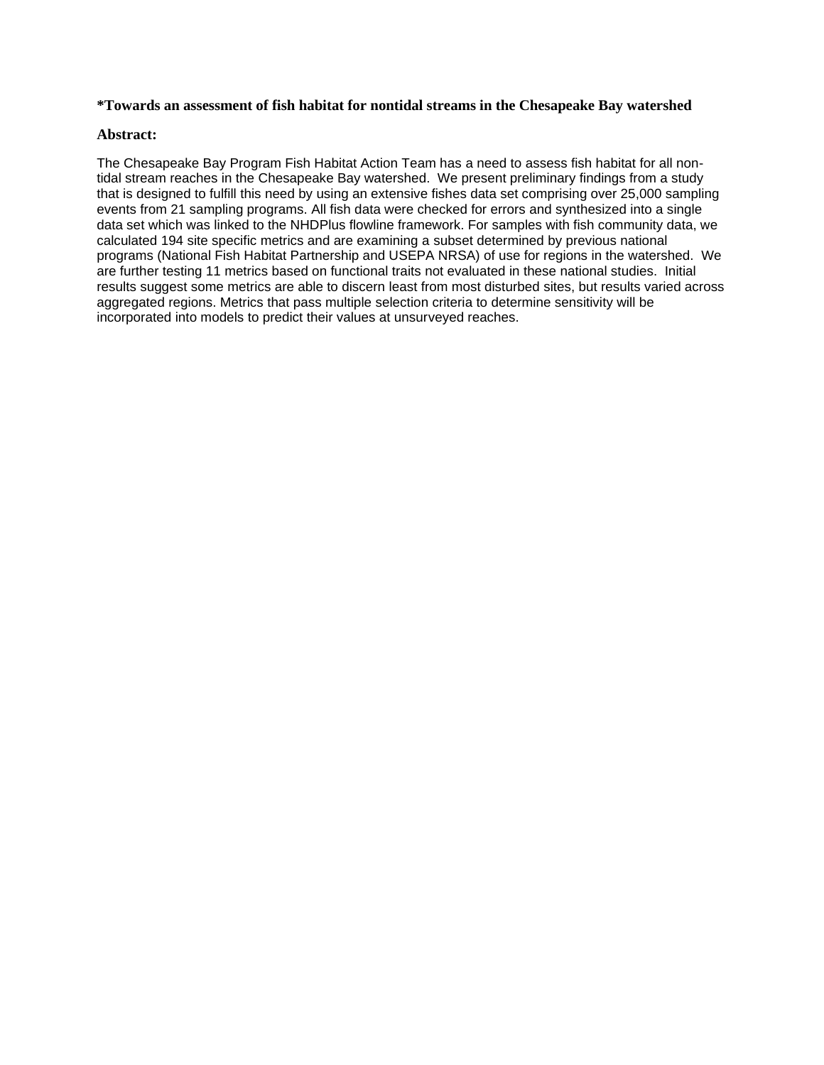**\*Towards an assessment of fish habitat for nontidal streams in the Chesapeake Bay watershed**

**Abstract:**

The Chesapeake Bay Program Fish Habitat Action Team has a need to assess fish habitat for all non-tidal stream reaches in the Chesapeake Bay watershed. We present preliminary findings from a study that is designed to fulfill this need by using an extensive fishes data set comprising over 25,000 sampling events from 21 sampling programs. All fish data were checked for errors and synthesized into a single data set which was linked to the NHDPlus flowline framework. For samples with fish community data, we calculated 194 site specific metrics and are examining a subset determined by previous national programs (National Fish Habitat Partnership and USEPA NRSA) of use for regions in the watershed. We are further testing 11 metrics based on functional traits not evaluated in these national studies. Initial results suggest some metrics are able to discern least from most disturbed sites, but results varied across aggregated regions. Metrics that pass multiple selection criteria to determine sensitivity will be incorporated into models to predict their values at unsurveyed reaches.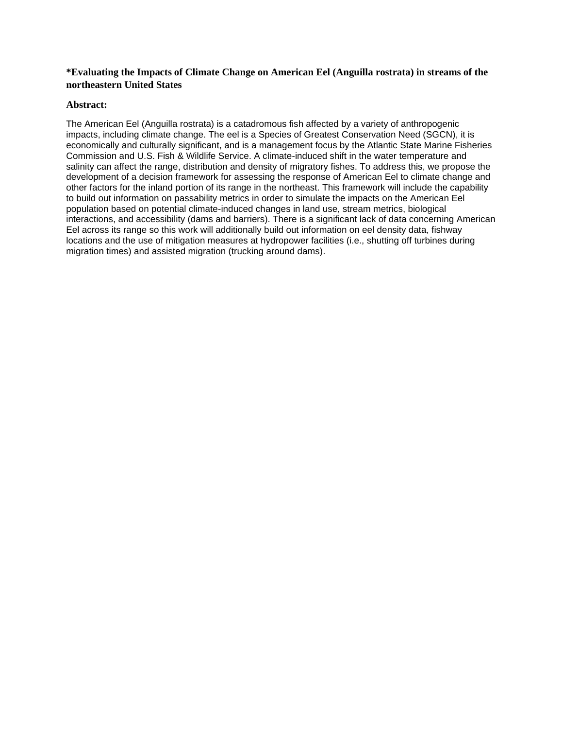**\*Evaluating the Impacts of Climate Change on American Eel (Anguilla rostrata) in streams of the northeastern United States**

**Abstract:**

The American Eel (Anguilla rostrata) is a catadromous fish affected by a variety of anthropogenic impacts, including climate change. The eel is a Species of Greatest Conservation Need (SGCN), it is economically and culturally significant, and is a management focus by the Atlantic State Marine Fisheries Commission and U.S. Fish & Wildlife Service. A climate-induced shift in the water temperature and salinity can affect the range, distribution and density of migratory fishes. To address this, we propose the development of a decision framework for assessing the response of American Eel to climate change and other factors for the inland portion of its range in the northeast. This framework will include the capability to build out information on passability metrics in order to simulate the impacts on the American Eel population based on potential climate-induced changes in land use, stream metrics, biological interactions, and accessibility (dams and barriers). There is a significant lack of data concerning American Eel across its range so this work will additionally build out information on eel density data, fishway locations and the use of mitigation measures at hydropower facilities (i.e., shutting off turbines during migration times) and assisted migration (trucking around dams).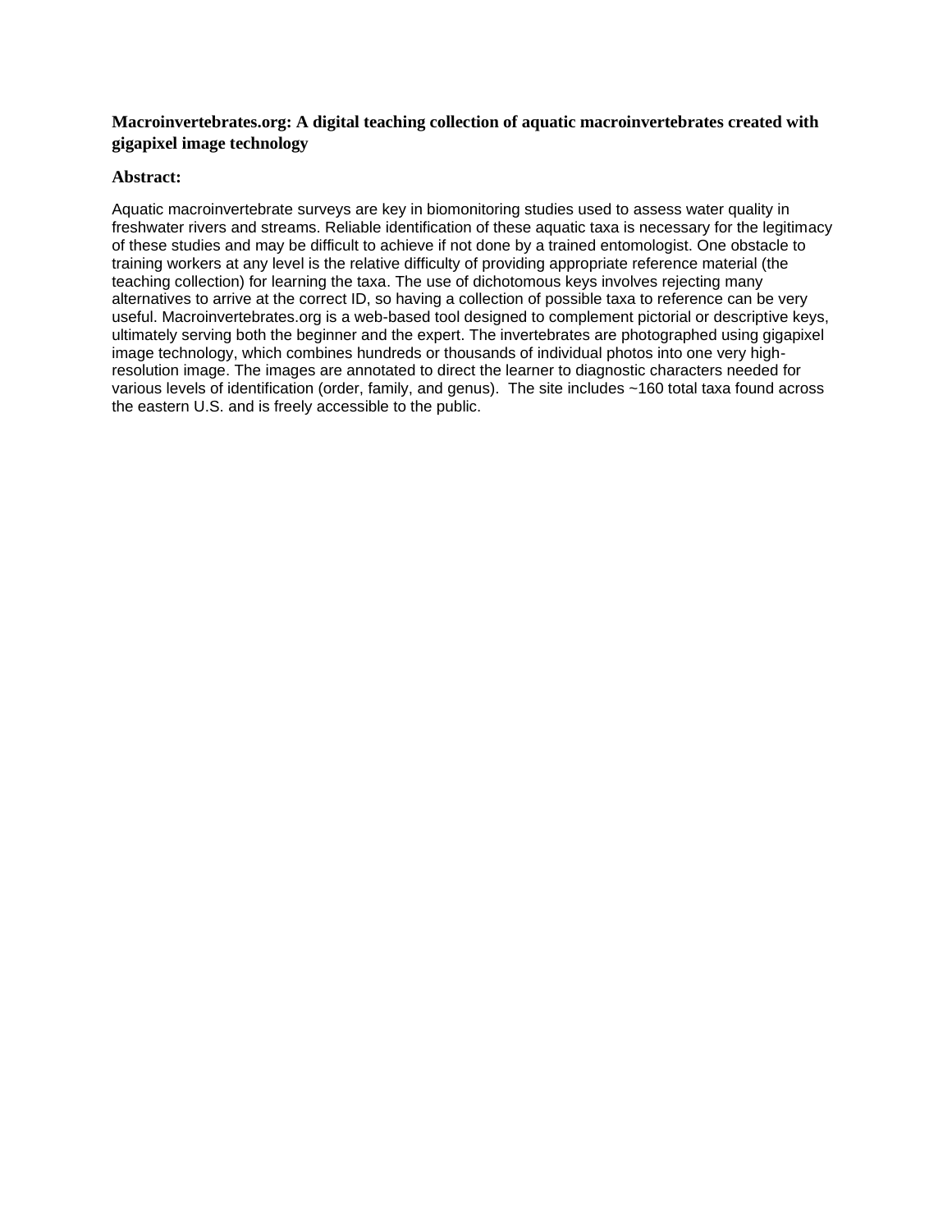**Macroinvertebrates.org: A digital teaching collection of aquatic macroinvertebrates created with gigapixel image technology**

**Abstract:**

Aquatic macroinvertebrate surveys are key in biomonitoring studies used to assess water quality in freshwater rivers and streams. Reliable identification of these aquatic taxa is necessary for the legitimacy of these studies and may be difficult to achieve if not done by a trained entomologist. One obstacle to training workers at any level is the relative difficulty of providing appropriate reference material (the teaching collection) for learning the taxa. The use of dichotomous keys involves rejecting many alternatives to arrive at the correct ID, so having a collection of possible taxa to reference can be very useful. Macroinvertebrates.org is a web-based tool designed to complement pictorial or descriptive keys, ultimately serving both the beginner and the expert. The invertebrates are photographed using gigapixel image technology, which combines hundreds or thousands of individual photos into one very high-resolution image. The images are annotated to direct the learner to diagnostic characters needed for various levels of identification (order, family, and genus). The site includes ~160 total taxa found across the eastern U.S. and is freely accessible to the public.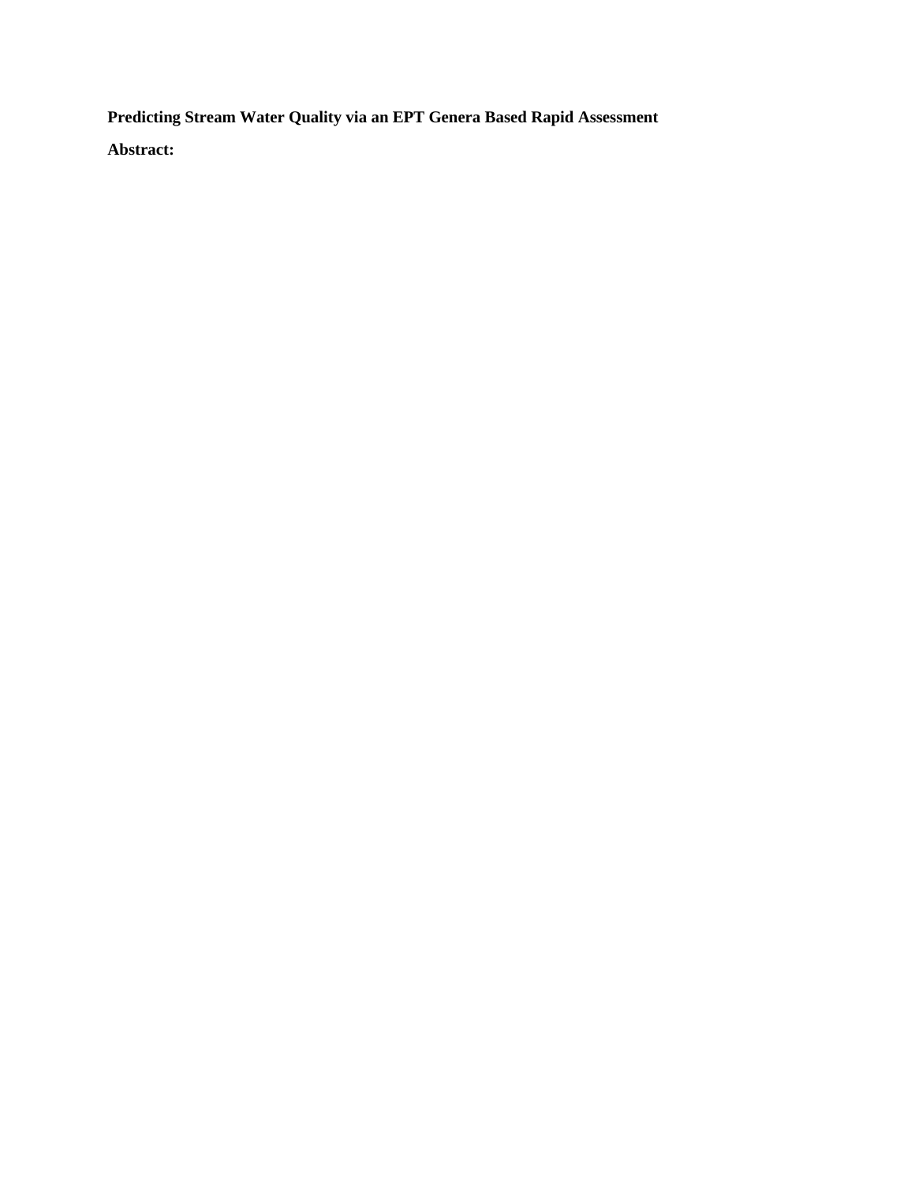**Predicting Stream Water Quality via an EPT Genera Based Rapid Assessment**

**Abstract:**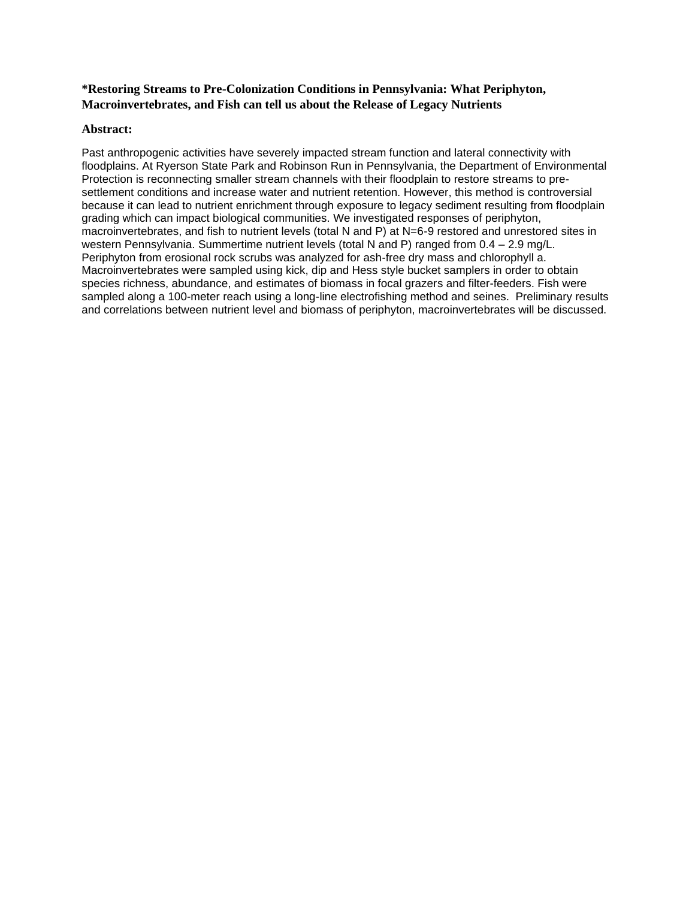**\*Restoring Streams to Pre-Colonization Conditions in Pennsylvania: What Periphyton, Macroinvertebrates, and Fish can tell us about the Release of Legacy Nutrients**

**Abstract:**

Past anthropogenic activities have severely impacted stream function and lateral connectivity with floodplains. At Ryerson State Park and Robinson Run in Pennsylvania, the Department of Environmental Protection is reconnecting smaller stream channels with their floodplain to restore streams to pre-settlement conditions and increase water and nutrient retention. However, this method is controversial because it can lead to nutrient enrichment through exposure to legacy sediment resulting from floodplain grading which can impact biological communities. We investigated responses of periphyton, macroinvertebrates, and fish to nutrient levels (total N and P) at N=6-9 restored and unrestored sites in western Pennsylvania. Summertime nutrient levels (total N and P) ranged from 0.4 – 2.9 mg/L. Periphyton from erosional rock scrubs was analyzed for ash-free dry mass and chlorophyll a. Macroinvertebrates were sampled using kick, dip and Hess style bucket samplers in order to obtain species richness, abundance, and estimates of biomass in focal grazers and filter-feeders. Fish were sampled along a 100-meter reach using a long-line electrofishing method and seines. Preliminary results and correlations between nutrient level and biomass of periphyton, macroinvertebrates will be discussed.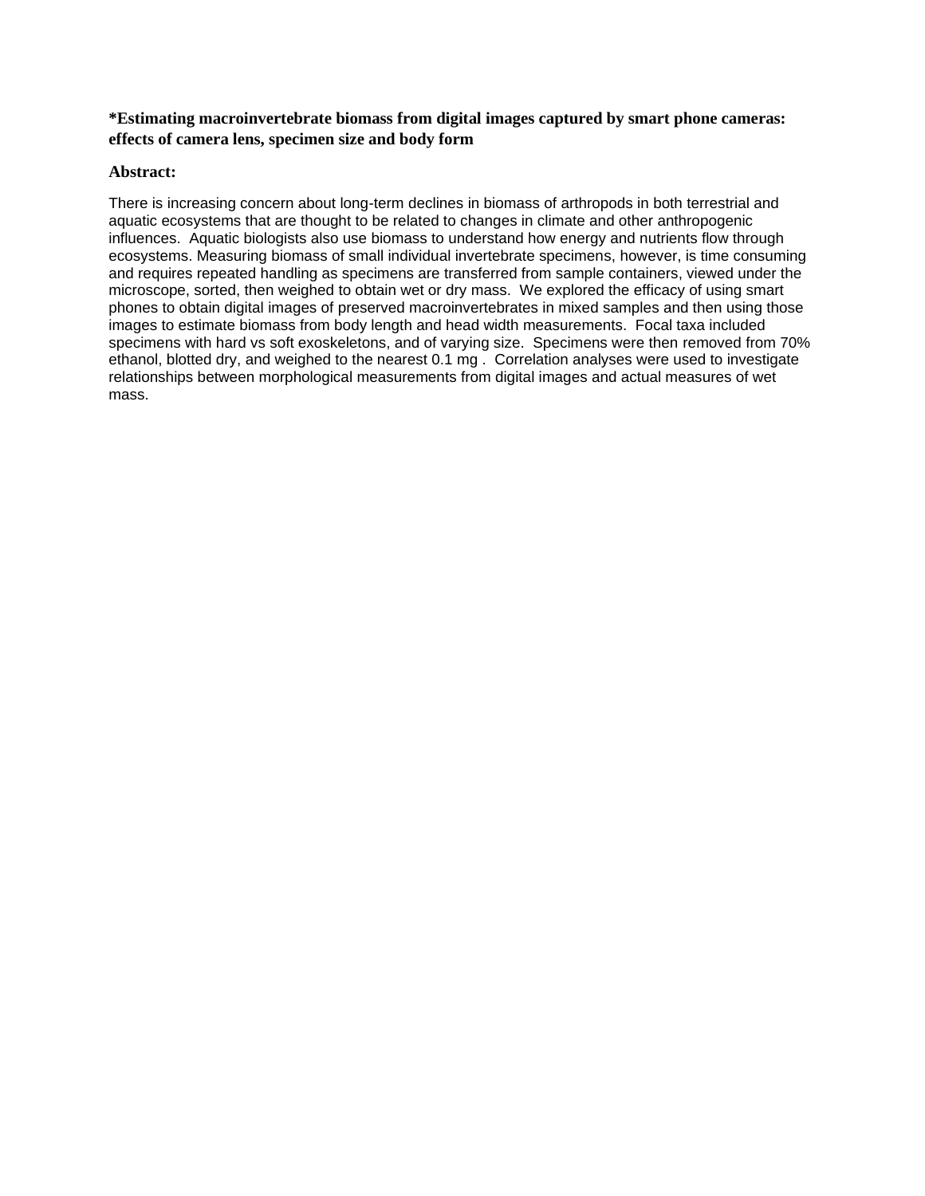**\*Estimating macroinvertebrate biomass from digital images captured by smart phone cameras: effects of camera lens, specimen size and body form**

**Abstract:**

There is increasing concern about long-term declines in biomass of arthropods in both terrestrial and aquatic ecosystems that are thought to be related to changes in climate and other anthropogenic influences. Aquatic biologists also use biomass to understand how energy and nutrients flow through ecosystems. Measuring biomass of small individual invertebrate specimens, however, is time consuming and requires repeated handling as specimens are transferred from sample containers, viewed under the microscope, sorted, then weighed to obtain wet or dry mass. We explored the efficacy of using smart phones to obtain digital images of preserved macroinvertebrates in mixed samples and then using those images to estimate biomass from body length and head width measurements. Focal taxa included specimens with hard vs soft exoskeletons, and of varying size. Specimens were then removed from 70% ethanol, blotted dry, and weighed to the nearest 0.1 mg . Correlation analyses were used to investigate relationships between morphological measurements from digital images and actual measures of wet mass.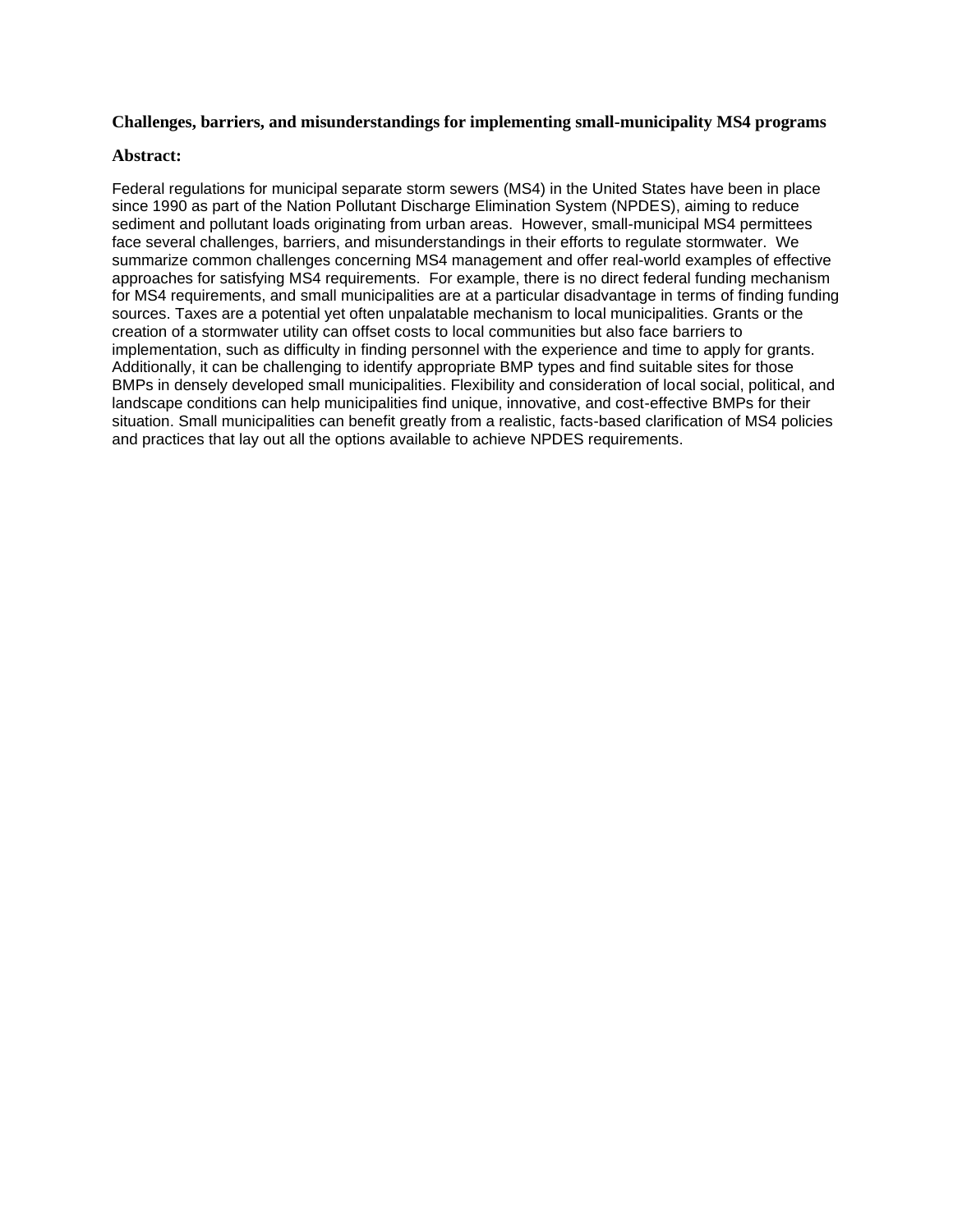**Challenges, barriers, and misunderstandings for implementing small-municipality MS4 programs**

**Abstract:**

Federal regulations for municipal separate storm sewers (MS4) in the United States have been in place since 1990 as part of the Nation Pollutant Discharge Elimination System (NPDES), aiming to reduce sediment and pollutant loads originating from urban areas. However, small-municipal MS4 permittees face several challenges, barriers, and misunderstandings in their efforts to regulate stormwater. We summarize common challenges concerning MS4 management and offer real-world examples of effective approaches for satisfying MS4 requirements. For example, there is no direct federal funding mechanism for MS4 requirements, and small municipalities are at a particular disadvantage in terms of finding funding sources. Taxes are a potential yet often unpalatable mechanism to local municipalities. Grants or the creation of a stormwater utility can offset costs to local communities but also face barriers to implementation, such as difficulty in finding personnel with the experience and time to apply for grants. Additionally, it can be challenging to identify appropriate BMP types and find suitable sites for those BMPs in densely developed small municipalities. Flexibility and consideration of local social, political, and landscape conditions can help municipalities find unique, innovative, and cost-effective BMPs for their situation. Small municipalities can benefit greatly from a realistic, facts-based clarification of MS4 policies and practices that lay out all the options available to achieve NPDES requirements.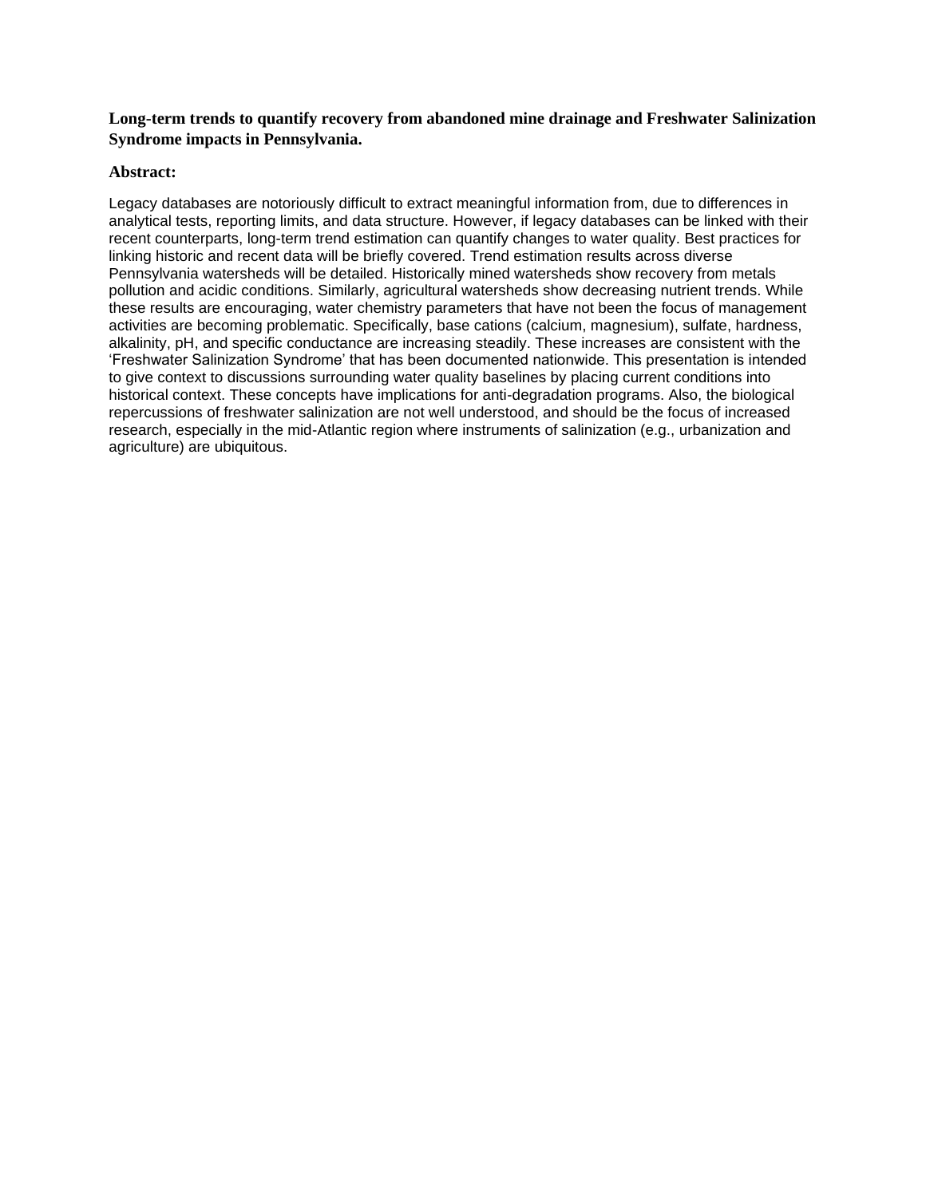**Long-term trends to quantify recovery from abandoned mine drainage and Freshwater Salinization Syndrome impacts in Pennsylvania.**

**Abstract:**

Legacy databases are notoriously difficult to extract meaningful information from, due to differences in analytical tests, reporting limits, and data structure. However, if legacy databases can be linked with their recent counterparts, long-term trend estimation can quantify changes to water quality. Best practices for linking historic and recent data will be briefly covered. Trend estimation results across diverse Pennsylvania watersheds will be detailed. Historically mined watersheds show recovery from metals pollution and acidic conditions. Similarly, agricultural watersheds show decreasing nutrient trends. While these results are encouraging, water chemistry parameters that have not been the focus of management activities are becoming problematic. Specifically, base cations (calcium, magnesium), sulfate, hardness, alkalinity, pH, and specific conductance are increasing steadily. These increases are consistent with the 'Freshwater Salinization Syndrome' that has been documented nationwide. This presentation is intended to give context to discussions surrounding water quality baselines by placing current conditions into historical context. These concepts have implications for anti-degradation programs. Also, the biological repercussions of freshwater salinization are not well understood, and should be the focus of increased research, especially in the mid-Atlantic region where instruments of salinization (e.g., urbanization and agriculture) are ubiquitous.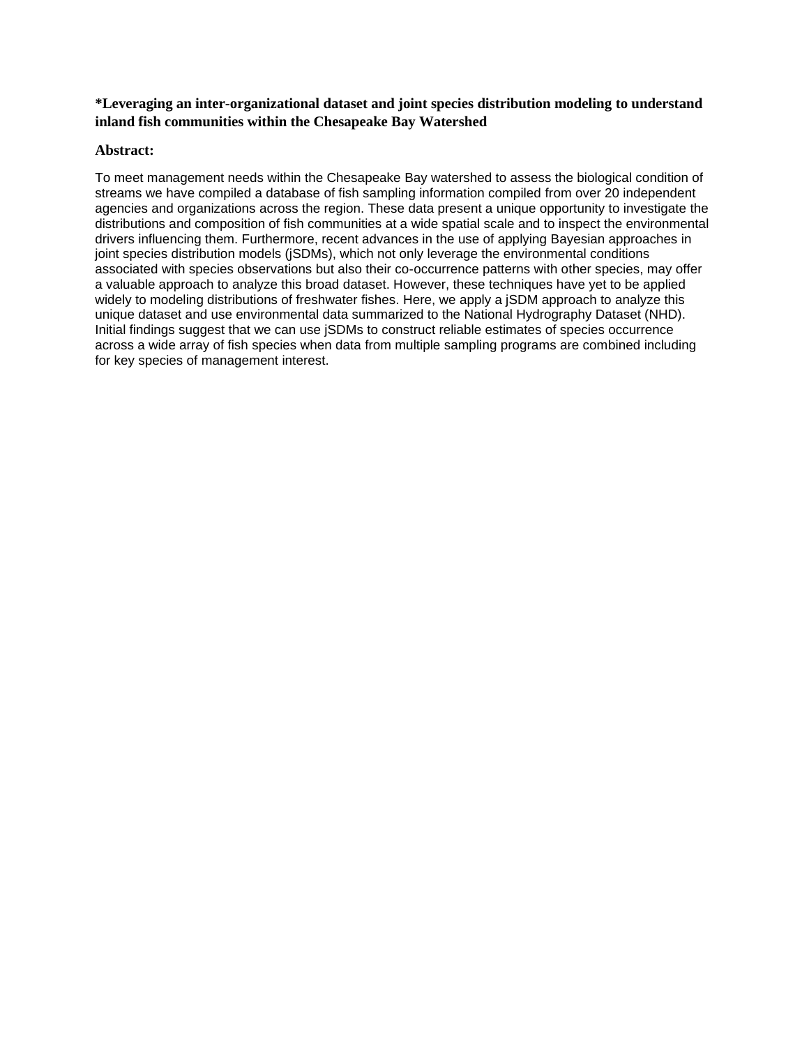**\*Leveraging an inter-organizational dataset and joint species distribution modeling to understand inland fish communities within the Chesapeake Bay Watershed**

**Abstract:**

To meet management needs within the Chesapeake Bay watershed to assess the biological condition of streams we have compiled a database of fish sampling information compiled from over 20 independent agencies and organizations across the region. These data present a unique opportunity to investigate the distributions and composition of fish communities at a wide spatial scale and to inspect the environmental drivers influencing them. Furthermore, recent advances in the use of applying Bayesian approaches in joint species distribution models (jSDMs), which not only leverage the environmental conditions associated with species observations but also their co-occurrence patterns with other species, may offer a valuable approach to analyze this broad dataset. However, these techniques have yet to be applied widely to modeling distributions of freshwater fishes. Here, we apply a jSDM approach to analyze this unique dataset and use environmental data summarized to the National Hydrography Dataset (NHD). Initial findings suggest that we can use jSDMs to construct reliable estimates of species occurrence across a wide array of fish species when data from multiple sampling programs are combined including for key species of management interest.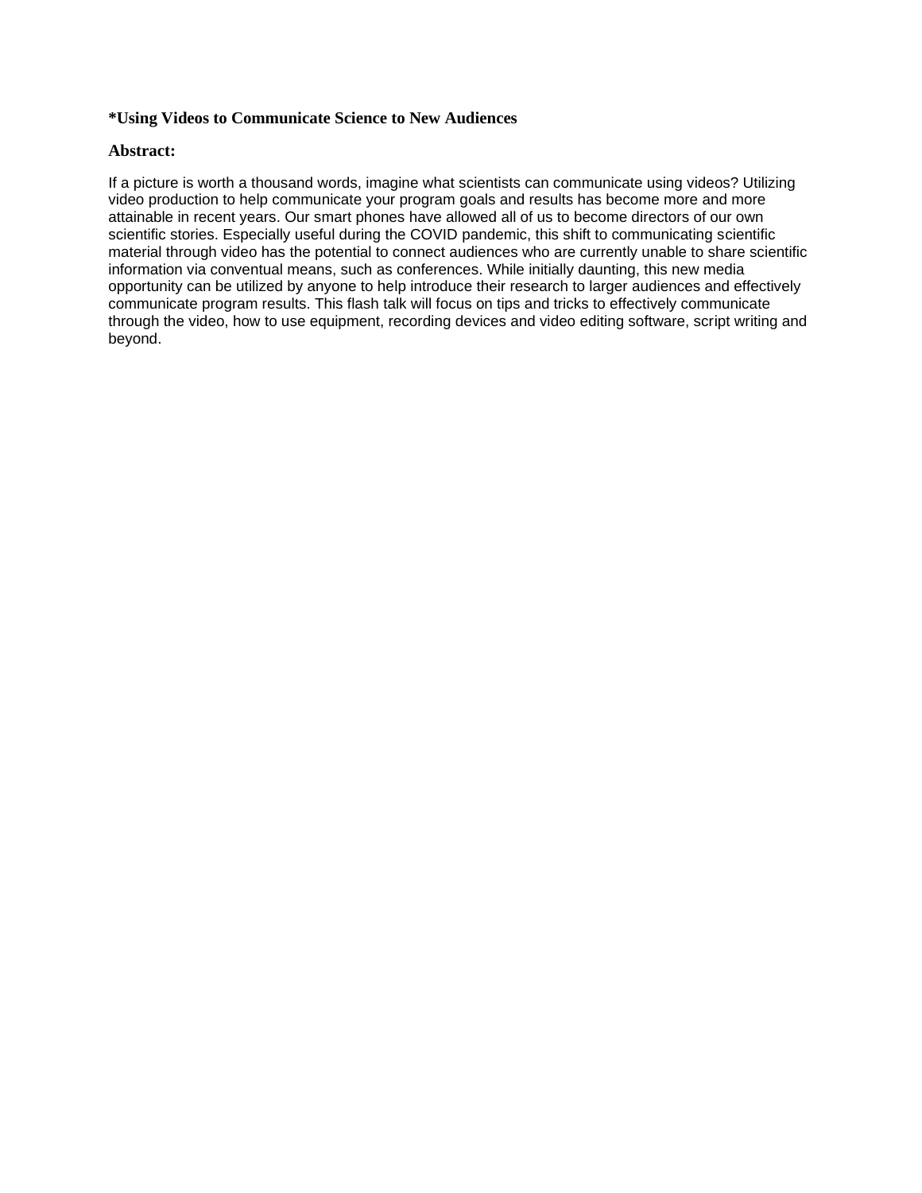**\*Using Videos to Communicate Science to New Audiences**

**Abstract:**

If a picture is worth a thousand words, imagine what scientists can communicate using videos? Utilizing video production to help communicate your program goals and results has become more and more attainable in recent years. Our smart phones have allowed all of us to become directors of our own scientific stories. Especially useful during the COVID pandemic, this shift to communicating scientific material through video has the potential to connect audiences who are currently unable to share scientific information via conventual means, such as conferences. While initially daunting, this new media opportunity can be utilized by anyone to help introduce their research to larger audiences and effectively communicate program results. This flash talk will focus on tips and tricks to effectively communicate through the video, how to use equipment, recording devices and video editing software, script writing and beyond.